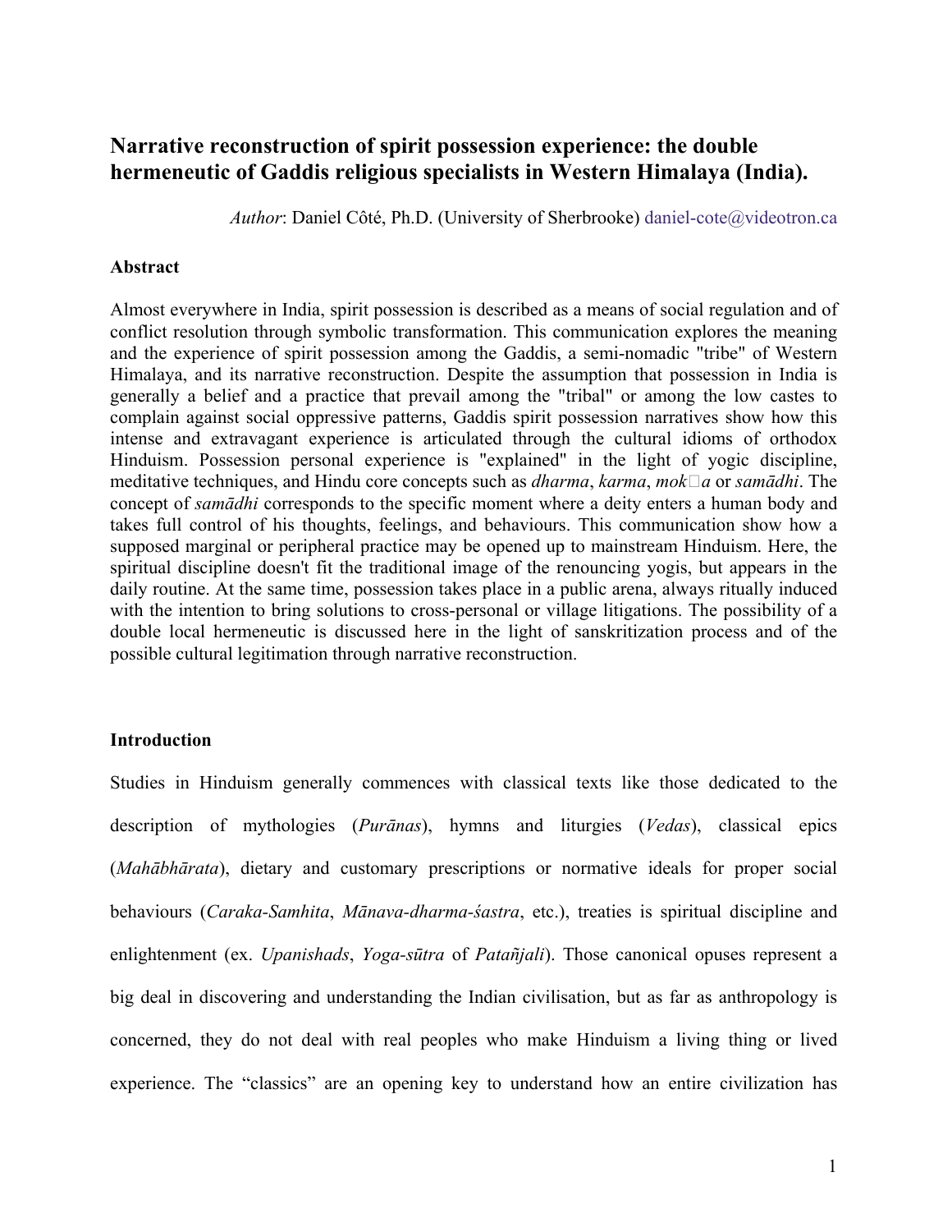# Narrative reconstruction of spirit possession experience: the double hermeneutic of Gaddis religious specialists in Western Himalaya (India).

*Author*: Daniel Côté, Ph.D. (University of Sherbrooke) daniel-cote@videotron.ca

**Abstract**

Almost everywhere in India, spirit possession is described as a means of social regulation and of conflict resolution through symbolic transformation. This communication explores the meaning and the experience of spirit possession among the Gaddis, a semi-nomadic "tribe" of Western Himalaya, and its narrative reconstruction. Despite the assumption that possession in India is generally a belief and a practice that prevail among the "tribal" or among the low castes to complain against social oppressive patterns, Gaddis spirit possession narratives show how this intense and extravagant experience is articulated through the cultural idioms of orthodox Hinduism. Possession personal experience is "explained" in the light of yogic discipline, meditative techniques, and Hindu core concepts such as *dharma*, *karma*, *mok□a* or *samādhi*. The concept of *samādhi* corresponds to the specific moment where a deity enters a human body and takes full control of his thoughts, feelings, and behaviours. This communication show how a supposed marginal or peripheral practice may be opened up to mainstream Hinduism. Here, the spiritual discipline doesn't fit the traditional image of the renouncing yogis, but appears in the daily routine. At the same time, possession takes place in a public arena, always ritually induced with the intention to bring solutions to cross-personal or village litigations. The possibility of a double local hermeneutic is discussed here in the light of sanskritization process and of the possible cultural legitimation through narrative reconstruction.

**Introduction**

Studies in Hinduism generally commences with classical texts like those dedicated to the description of mythologies (*Purānas*), hymns and liturgies (*Vedas*), classical epics (*Mahābhārata*), dietary and customary prescriptions or normative ideals for proper social behaviours (*Caraka-Samhita*, *Mānava-dharma-śastra*, etc.), treaties is spiritual discipline and enlightenment (ex. *Upanishads*, *Yoga-sūtra* of *Patañjali*). Those canonical opuses represent a big deal in discovering and understanding the Indian civilisation, but as far as anthropology is concerned, they do not deal with real peoples who make Hinduism a living thing or lived experience. The "classics" are an opening key to understand how an entire civilization has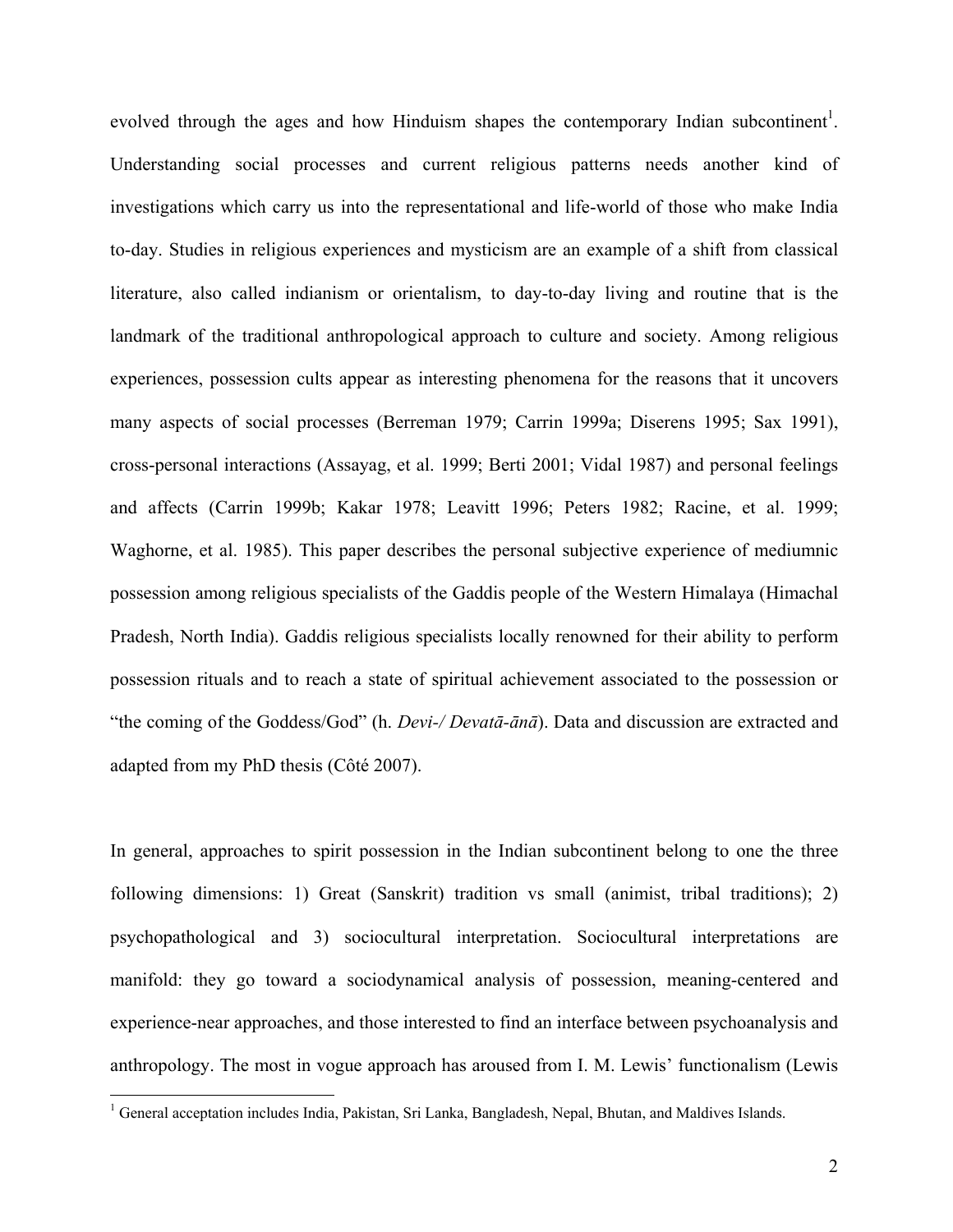evolved through the ages and how Hinduism shapes the contemporary Indian subcontinent[1]. Understanding social processes and current religious patterns needs another kind of investigations which carry us into the representational and life-world of those who make India to-day. Studies in religious experiences and mysticism are an example of a shift from classical literature, also called indianism or orientalism, to day-to-day living and routine that is the landmark of the traditional anthropological approach to culture and society. Among religious experiences, possession cults appear as interesting phenomena for the reasons that it uncovers many aspects of social processes (Berreman 1979; Carrin 1999a; Diserens 1995; Sax 1991), cross-personal interactions (Assayag, et al. 1999; Berti 2001; Vidal 1987) and personal feelings and affects (Carrin 1999b; Kakar 1978; Leavitt 1996; Peters 1982; Racine, et al. 1999; Waghorne, et al. 1985). This paper describes the personal subjective experience of mediumnic possession among religious specialists of the Gaddis people of the Western Himalaya (Himachal Pradesh, North India). Gaddis religious specialists locally renowned for their ability to perform possession rituals and to reach a state of spiritual achievement associated to the possession or "the coming of the Goddess/God" (h. *Devi-/ Devatā-ānā*). Data and discussion are extracted and adapted from my PhD thesis (Côté 2007).

In general, approaches to spirit possession in the Indian subcontinent belong to one the three following dimensions: 1) Great (Sanskrit) tradition vs small (animist, tribal traditions); 2) psychopathological and 3) sociocultural interpretation. Sociocultural interpretations are manifold: they go toward a sociodynamical analysis of possession, meaning-centered and experience-near approaches, and those interested to find an interface between psychoanalysis and anthropology. The most in vogue approach has aroused from I. M. Lewis' functionalism (Lewis

[1] General acceptation includes India, Pakistan, Sri Lanka, Bangladesh, Nepal, Bhutan, and Maldives Islands.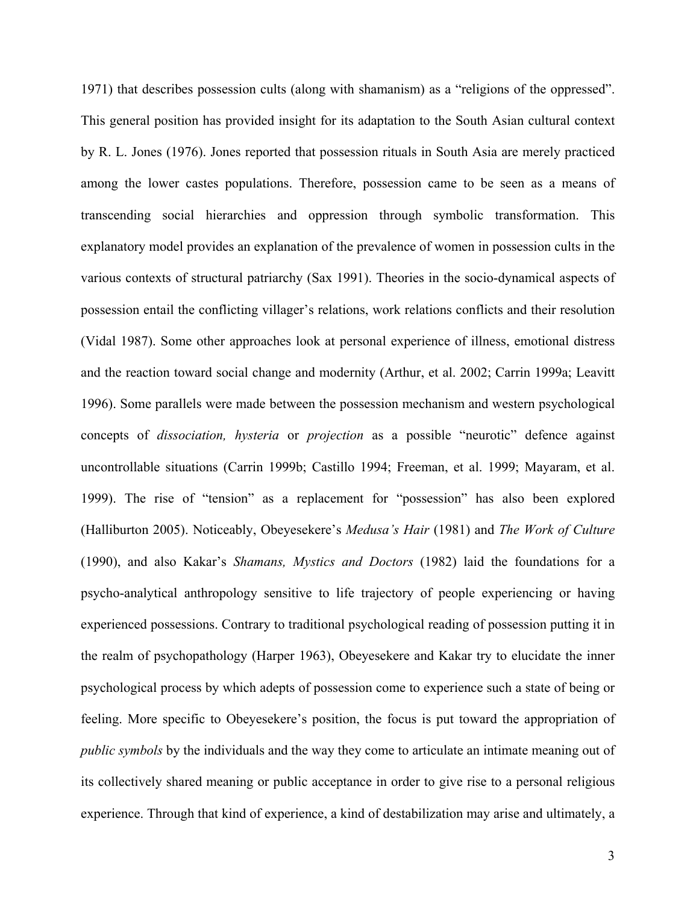1971) that describes possession cults (along with shamanism) as a "religions of the oppressed". This general position has provided insight for its adaptation to the South Asian cultural context by R. L. Jones (1976). Jones reported that possession rituals in South Asia are merely practiced among the lower castes populations. Therefore, possession came to be seen as a means of transcending social hierarchies and oppression through symbolic transformation. This explanatory model provides an explanation of the prevalence of women in possession cults in the various contexts of structural patriarchy (Sax 1991). Theories in the socio-dynamical aspects of possession entail the conflicting villager's relations, work relations conflicts and their resolution (Vidal 1987). Some other approaches look at personal experience of illness, emotional distress and the reaction toward social change and modernity (Arthur, et al. 2002; Carrin 1999a; Leavitt 1996). Some parallels were made between the possession mechanism and western psychological concepts of *dissociation, hysteria* or *projection* as a possible "neurotic" defence against uncontrollable situations (Carrin 1999b; Castillo 1994; Freeman, et al. 1999; Mayaram, et al. 1999). The rise of "tension" as a replacement for "possession" has also been explored (Halliburton 2005). Noticeably, Obeyesekere's *Medusa's Hair* (1981) and *The Work of Culture* (1990), and also Kakar's *Shamans, Mystics and Doctors* (1982) laid the foundations for a psycho-analytical anthropology sensitive to life trajectory of people experiencing or having experienced possessions. Contrary to traditional psychological reading of possession putting it in the realm of psychopathology (Harper 1963), Obeyesekere and Kakar try to elucidate the inner psychological process by which adepts of possession come to experience such a state of being or feeling. More specific to Obeyesekere's position, the focus is put toward the appropriation of *public symbols* by the individuals and the way they come to articulate an intimate meaning out of its collectively shared meaning or public acceptance in order to give rise to a personal religious experience. Through that kind of experience, a kind of destabilization may arise and ultimately, a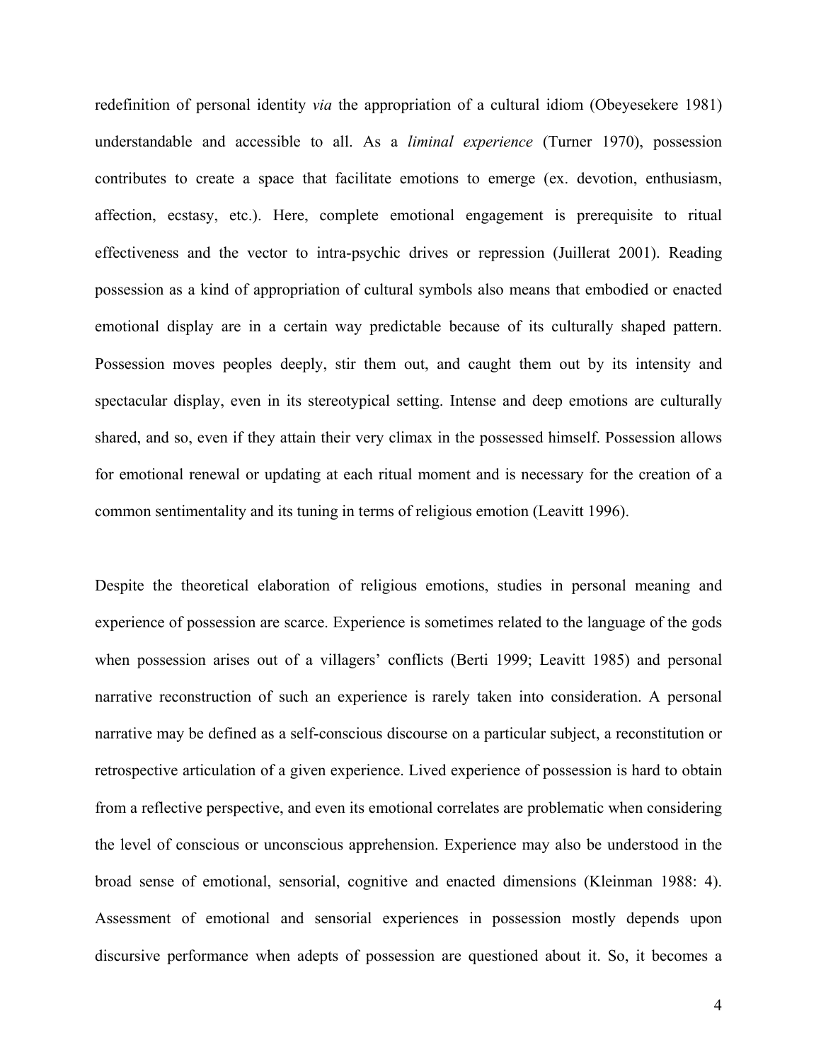redefinition of personal identity *via* the appropriation of a cultural idiom (Obeyesekere 1981) understandable and accessible to all. As a *liminal experience* (Turner 1970), possession contributes to create a space that facilitate emotions to emerge (ex. devotion, enthusiasm, affection, ecstasy, etc.). Here, complete emotional engagement is prerequisite to ritual effectiveness and the vector to intra-psychic drives or repression (Juillerat 2001). Reading possession as a kind of appropriation of cultural symbols also means that embodied or enacted emotional display are in a certain way predictable because of its culturally shaped pattern. Possession moves peoples deeply, stir them out, and caught them out by its intensity and spectacular display, even in its stereotypical setting. Intense and deep emotions are culturally shared, and so, even if they attain their very climax in the possessed himself. Possession allows for emotional renewal or updating at each ritual moment and is necessary for the creation of a common sentimentality and its tuning in terms of religious emotion (Leavitt 1996).

Despite the theoretical elaboration of religious emotions, studies in personal meaning and experience of possession are scarce. Experience is sometimes related to the language of the gods when possession arises out of a villagers' conflicts (Berti 1999; Leavitt 1985) and personal narrative reconstruction of such an experience is rarely taken into consideration. A personal narrative may be defined as a self-conscious discourse on a particular subject, a reconstitution or retrospective articulation of a given experience. Lived experience of possession is hard to obtain from a reflective perspective, and even its emotional correlates are problematic when considering the level of conscious or unconscious apprehension. Experience may also be understood in the broad sense of emotional, sensorial, cognitive and enacted dimensions (Kleinman 1988: 4). Assessment of emotional and sensorial experiences in possession mostly depends upon discursive performance when adepts of possession are questioned about it. So, it becomes a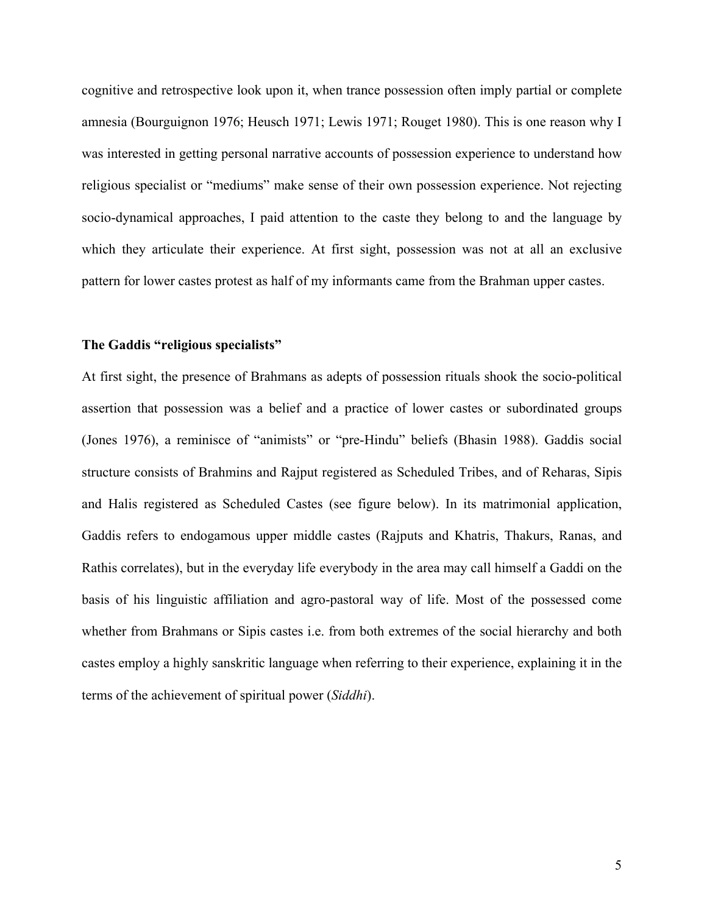cognitive and retrospective look upon it, when trance possession often imply partial or complete amnesia (Bourguignon 1976; Heusch 1971; Lewis 1971; Rouget 1980). This is one reason why I was interested in getting personal narrative accounts of possession experience to understand how religious specialist or "mediums" make sense of their own possession experience. Not rejecting socio-dynamical approaches, I paid attention to the caste they belong to and the language by which they articulate their experience. At first sight, possession was not at all an exclusive pattern for lower castes protest as half of my informants came from the Brahman upper castes.

### The Gaddis "religious specialists"

At first sight, the presence of Brahmans as adepts of possession rituals shook the socio-political assertion that possession was a belief and a practice of lower castes or subordinated groups (Jones 1976), a reminisce of "animists" or "pre-Hindu" beliefs (Bhasin 1988). Gaddis social structure consists of Brahmins and Rajput registered as Scheduled Tribes, and of Reharas, Sipis and Halis registered as Scheduled Castes (see figure below). In its matrimonial application, Gaddis refers to endogamous upper middle castes (Rajputs and Khatris, Thakurs, Ranas, and Rathis correlates), but in the everyday life everybody in the area may call himself a Gaddi on the basis of his linguistic affiliation and agro-pastoral way of life. Most of the possessed come whether from Brahmans or Sipis castes i.e. from both extremes of the social hierarchy and both castes employ a highly sanskritic language when referring to their experience, explaining it in the terms of the achievement of spiritual power (*Siddhi*).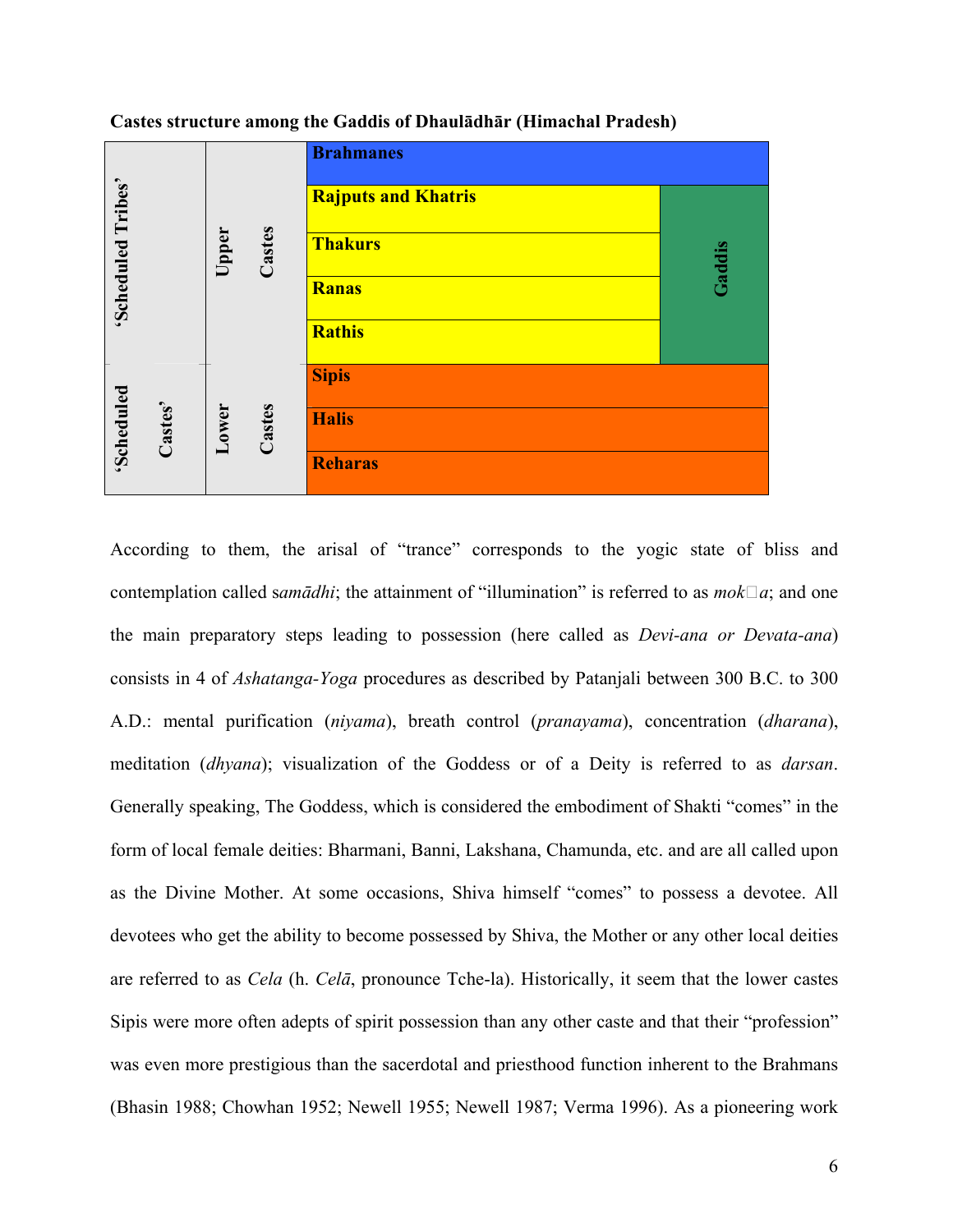**Castes structure among the Gaddis of Dhaulādhār (Himachal Pradesh)**

| | | | |
|---|---|---|---|
| 'Scheduled Tribes' | Upper Castes | **Brahmanes** | |
| | | **Rajputs and Khatris** | Gaddis |
| | | **Thakurs** | |
| | | **Ranas** | |
| | | **Rathis** | |
| 'Scheduled Castes' | Lower Castes | **Sipis** | |
| | | **Halis** | |
| | | **Reharas** | |

According to them, the arisal of "trance" corresponds to the yogic state of bliss and contemplation called s*amādhi*; the attainment of "illumination" is referred to as *mok□a*; and one the main preparatory steps leading to possession (here called as *Devi-ana or Devata-ana*) consists in 4 of *Ashatanga-Yoga* procedures as described by Patanjali between 300 B.C. to 300 A.D.: mental purification (*niyama*), breath control (*pranayama*), concentration (*dharana*), meditation (*dhyana*); visualization of the Goddess or of a Deity is referred to as *darsan*. Generally speaking, The Goddess, which is considered the embodiment of Shakti "comes" in the form of local female deities: Bharmani, Banni, Lakshana, Chamunda, etc. and are all called upon as the Divine Mother. At some occasions, Shiva himself "comes" to possess a devotee. All devotees who get the ability to become possessed by Shiva, the Mother or any other local deities are referred to as *Cela* (h. *Celā*, pronounce Tche-la). Historically, it seem that the lower castes Sipis were more often adepts of spirit possession than any other caste and that their "profession" was even more prestigious than the sacerdotal and priesthood function inherent to the Brahmans (Bhasin 1988; Chowhan 1952; Newell 1955; Newell 1987; Verma 1996). As a pioneering work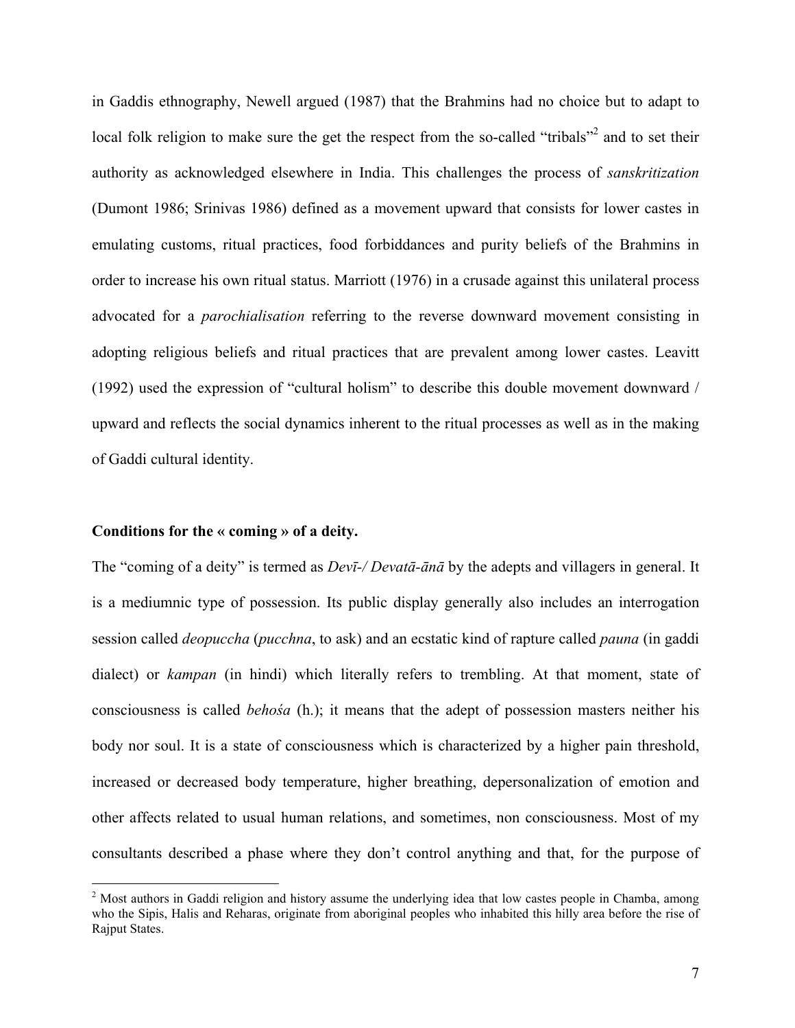in Gaddis ethnography, Newell argued (1987) that the Brahmins had no choice but to adapt to local folk religion to make sure the get the respect from the so-called "tribals"[2] and to set their authority as acknowledged elsewhere in India. This challenges the process of *sanskritization* (Dumont 1986; Srinivas 1986) defined as a movement upward that consists for lower castes in emulating customs, ritual practices, food forbiddances and purity beliefs of the Brahmins in order to increase his own ritual status. Marriott (1976) in a crusade against this unilateral process advocated for a *parochialisation* referring to the reverse downward movement consisting in adopting religious beliefs and ritual practices that are prevalent among lower castes. Leavitt (1992) used the expression of "cultural holism" to describe this double movement downward / upward and reflects the social dynamics inherent to the ritual processes as well as in the making of Gaddi cultural identity.

**Conditions for the « coming » of a deity.**

The "coming of a deity" is termed as *Devī-/ Devatā-ānā* by the adepts and villagers in general. It is a mediumnic type of possession. Its public display generally also includes an interrogation session called *deopuccha* (*pucchna*, to ask) and an ecstatic kind of rapture called *pauna* (in gaddi dialect) or *kampan* (in hindi) which literally refers to trembling. At that moment, state of consciousness is called *behośa* (h.); it means that the adept of possession masters neither his body nor soul. It is a state of consciousness which is characterized by a higher pain threshold, increased or decreased body temperature, higher breathing, depersonalization of emotion and other affects related to usual human relations, and sometimes, non consciousness. Most of my consultants described a phase where they don't control anything and that, for the purpose of

[2] Most authors in Gaddi religion and history assume the underlying idea that low castes people in Chamba, among who the Sipis, Halis and Reharas, originate from aboriginal peoples who inhabited this hilly area before the rise of Rajput States.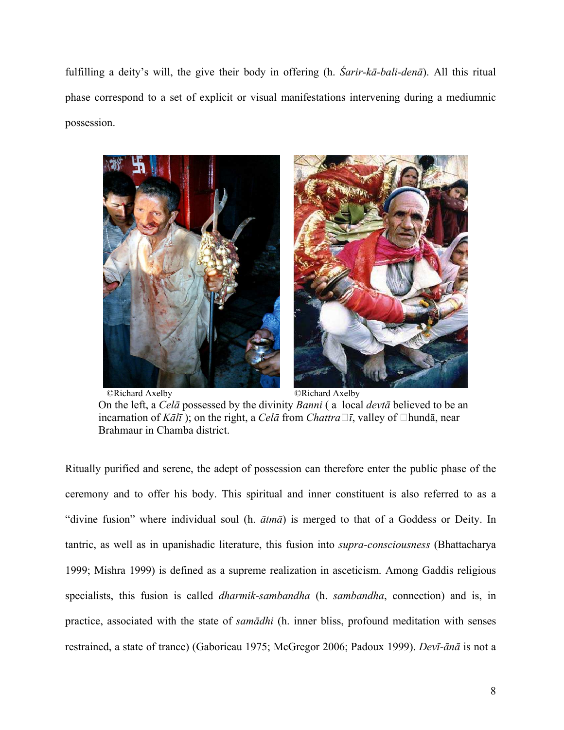fulfilling a deity's will, the give their body in offering (h. *Śarir-kā-bali-denā*). All this ritual phase correspond to a set of explicit or visual manifestations intervening during a mediumnic possession.

©Richard Axelby ©Richard Axelby

On the left, a *Celā* possessed by the divinity *Banni* ( a local *devtā* believed to be an incarnation of *Kālī* ); on the right, a *Celā* from *Chattra*�*ī*, valley of �hundā, near Brahmaur in Chamba district.

Ritually purified and serene, the adept of possession can therefore enter the public phase of the ceremony and to offer his body. This spiritual and inner constituent is also referred to as a "divine fusion" where individual soul (h. *ātmā*) is merged to that of a Goddess or Deity. In tantric, as well as in upanishadic literature, this fusion into *supra-consciousness* (Bhattacharya 1999; Mishra 1999) is defined as a supreme realization in asceticism. Among Gaddis religious specialists, this fusion is called *dharmik-sambandha* (h. *sambandha*, connection) and is, in practice, associated with the state of *samādhi* (h. inner bliss, profound meditation with senses restrained, a state of trance) (Gaborieau 1975; McGregor 2006; Padoux 1999). *Devī-ānā* is not a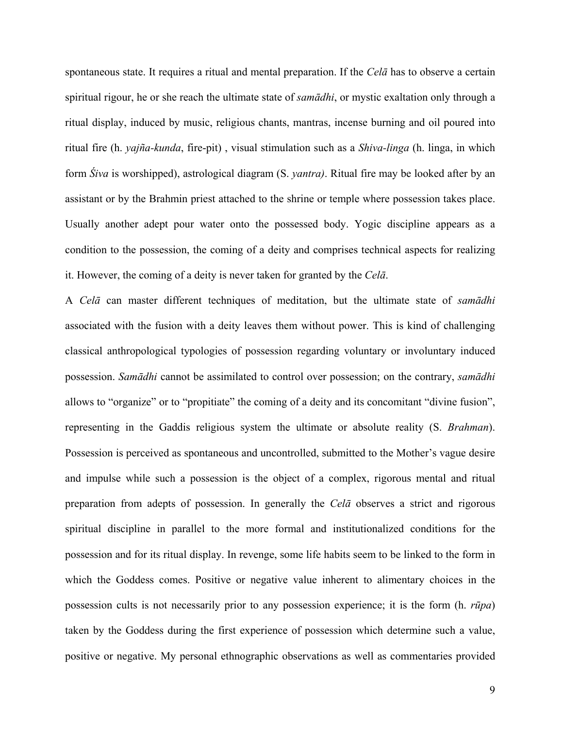spontaneous state. It requires a ritual and mental preparation. If the *Celā* has to observe a certain spiritual rigour, he or she reach the ultimate state of *samādhi*, or mystic exaltation only through a ritual display, induced by music, religious chants, mantras, incense burning and oil poured into ritual fire (h. *yajña-kunda*, fire-pit) , visual stimulation such as a *Shiva-linga* (h. linga, in which form *Śiva* is worshipped), astrological diagram (S. *yantra)*. Ritual fire may be looked after by an assistant or by the Brahmin priest attached to the shrine or temple where possession takes place. Usually another adept pour water onto the possessed body. Yogic discipline appears as a condition to the possession, the coming of a deity and comprises technical aspects for realizing it. However, the coming of a deity is never taken for granted by the *Celā*.

A *Celā* can master different techniques of meditation, but the ultimate state of *samādhi* associated with the fusion with a deity leaves them without power. This is kind of challenging classical anthropological typologies of possession regarding voluntary or involuntary induced possession. *Samādhi* cannot be assimilated to control over possession; on the contrary, *samādhi* allows to "organize" or to "propitiate" the coming of a deity and its concomitant "divine fusion", representing in the Gaddis religious system the ultimate or absolute reality (S. *Brahman*). Possession is perceived as spontaneous and uncontrolled, submitted to the Mother's vague desire and impulse while such a possession is the object of a complex, rigorous mental and ritual preparation from adepts of possession. In generally the *Celā* observes a strict and rigorous spiritual discipline in parallel to the more formal and institutionalized conditions for the possession and for its ritual display. In revenge, some life habits seem to be linked to the form in which the Goddess comes. Positive or negative value inherent to alimentary choices in the possession cults is not necessarily prior to any possession experience; it is the form (h. *rūpa*) taken by the Goddess during the first experience of possession which determine such a value, positive or negative. My personal ethnographic observations as well as commentaries provided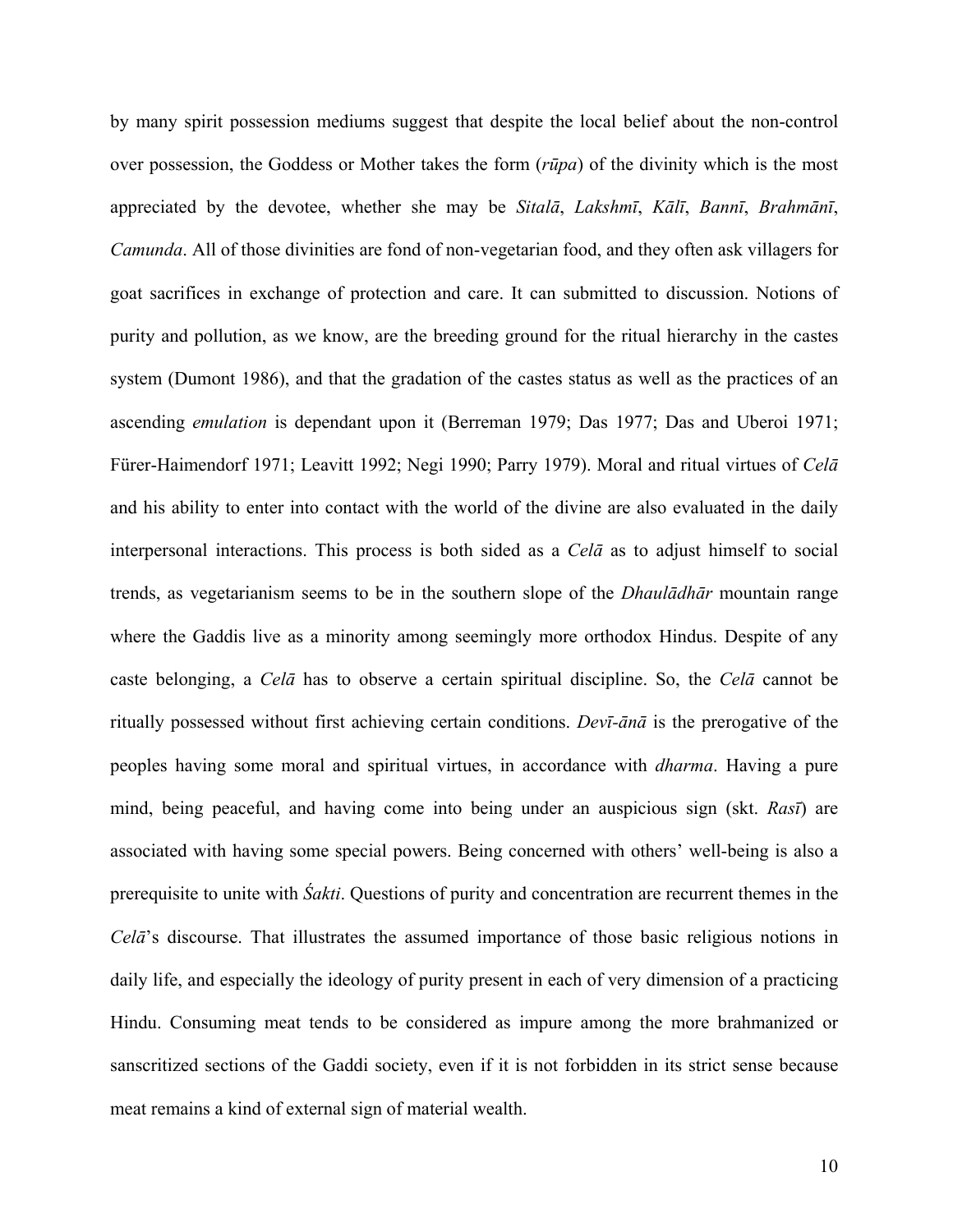by many spirit possession mediums suggest that despite the local belief about the non-control over possession, the Goddess or Mother takes the form (*rūpa*) of the divinity which is the most appreciated by the devotee, whether she may be *Sitalā*, *Lakshmī*, *Kālī*, *Bannī*, *Brahmānī*, *Camunda*. All of those divinities are fond of non-vegetarian food, and they often ask villagers for goat sacrifices in exchange of protection and care. It can submitted to discussion. Notions of purity and pollution, as we know, are the breeding ground for the ritual hierarchy in the castes system (Dumont 1986), and that the gradation of the castes status as well as the practices of an ascending *emulation* is dependant upon it (Berreman 1979; Das 1977; Das and Uberoi 1971; Fürer-Haimendorf 1971; Leavitt 1992; Negi 1990; Parry 1979). Moral and ritual virtues of *Celā* and his ability to enter into contact with the world of the divine are also evaluated in the daily interpersonal interactions. This process is both sided as a *Celā* as to adjust himself to social trends, as vegetarianism seems to be in the southern slope of the *Dhaulādhār* mountain range where the Gaddis live as a minority among seemingly more orthodox Hindus. Despite of any caste belonging, a *Celā* has to observe a certain spiritual discipline. So, the *Celā* cannot be ritually possessed without first achieving certain conditions. *Devī-ānā* is the prerogative of the peoples having some moral and spiritual virtues, in accordance with *dharma*. Having a pure mind, being peaceful, and having come into being under an auspicious sign (skt. *Rasī*) are associated with having some special powers. Being concerned with others' well-being is also a prerequisite to unite with *Śakti*. Questions of purity and concentration are recurrent themes in the *Celā*'s discourse. That illustrates the assumed importance of those basic religious notions in daily life, and especially the ideology of purity present in each of very dimension of a practicing Hindu. Consuming meat tends to be considered as impure among the more brahmanized or sanscritized sections of the Gaddi society, even if it is not forbidden in its strict sense because meat remains a kind of external sign of material wealth.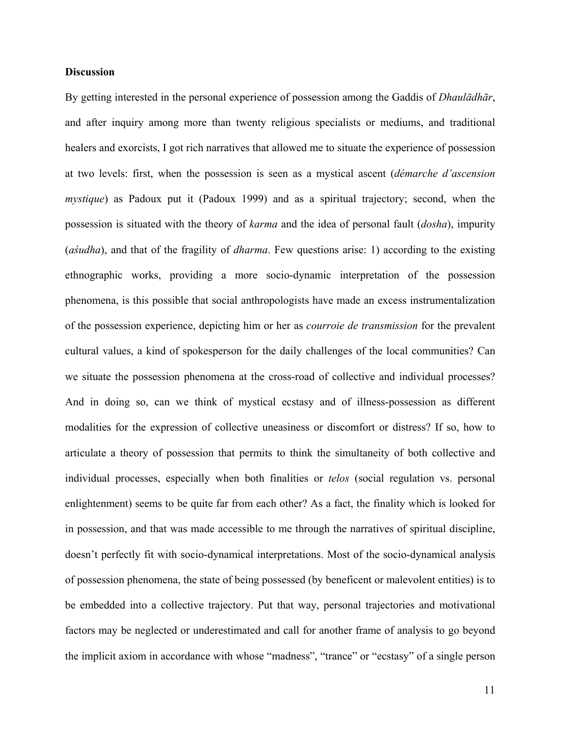**Discussion**

By getting interested in the personal experience of possession among the Gaddis of *Dhaulādhār*, and after inquiry among more than twenty religious specialists or mediums, and traditional healers and exorcists, I got rich narratives that allowed me to situate the experience of possession at two levels: first, when the possession is seen as a mystical ascent (*démarche d'ascension mystique*) as Padoux put it (Padoux 1999) and as a spiritual trajectory; second, when the possession is situated with the theory of *karma* and the idea of personal fault (*dosha*), impurity (*aśudha*), and that of the fragility of *dharma*. Few questions arise: 1) according to the existing ethnographic works, providing a more socio-dynamic interpretation of the possession phenomena, is this possible that social anthropologists have made an excess instrumentalization of the possession experience, depicting him or her as *courroie de transmission* for the prevalent cultural values, a kind of spokesperson for the daily challenges of the local communities? Can we situate the possession phenomena at the cross-road of collective and individual processes? And in doing so, can we think of mystical ecstasy and of illness-possession as different modalities for the expression of collective uneasiness or discomfort or distress? If so, how to articulate a theory of possession that permits to think the simultaneity of both collective and individual processes, especially when both finalities or *telos* (social regulation vs. personal enlightenment) seems to be quite far from each other? As a fact, the finality which is looked for in possession, and that was made accessible to me through the narratives of spiritual discipline, doesn't perfectly fit with socio-dynamical interpretations. Most of the socio-dynamical analysis of possession phenomena, the state of being possessed (by beneficent or malevolent entities) is to be embedded into a collective trajectory. Put that way, personal trajectories and motivational factors may be neglected or underestimated and call for another frame of analysis to go beyond the implicit axiom in accordance with whose "madness", "trance" or "ecstasy" of a single person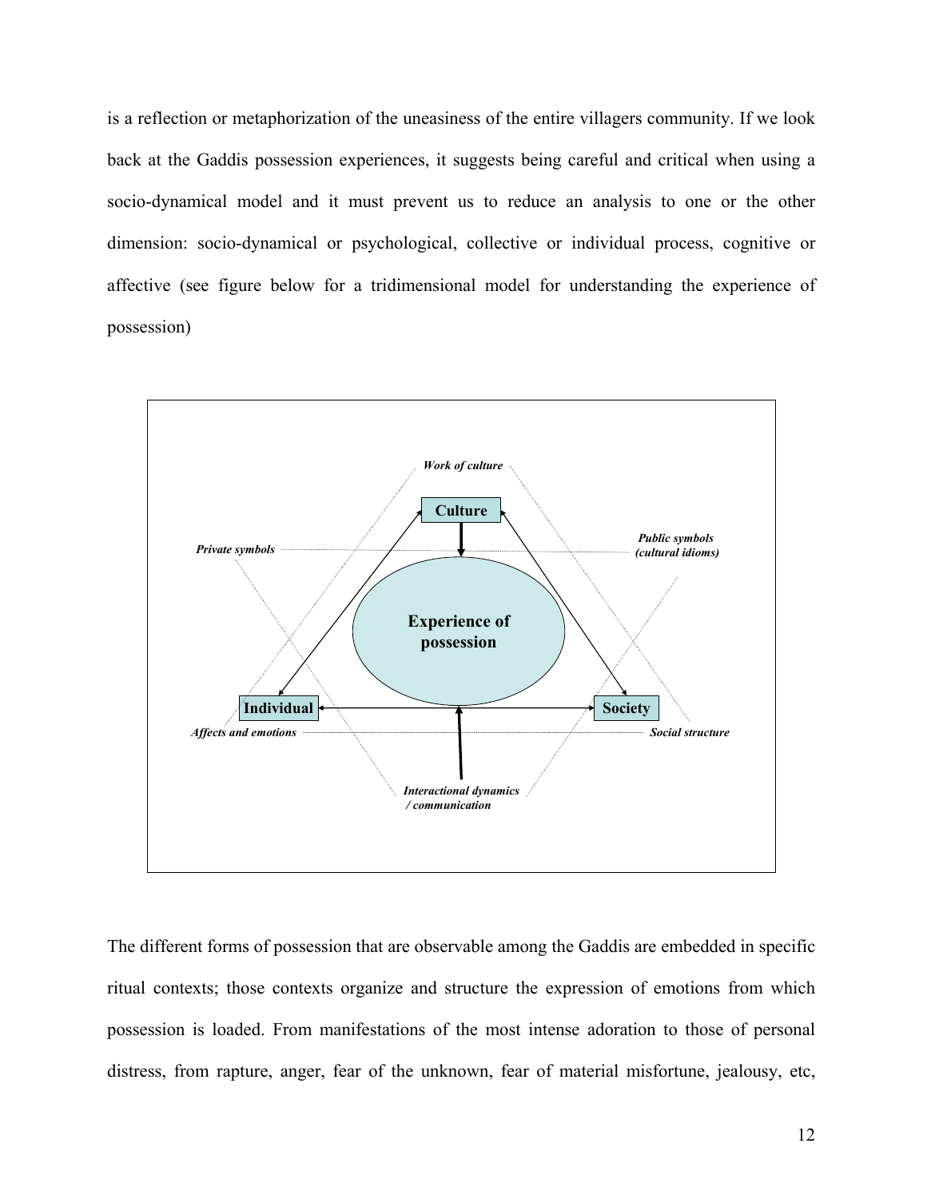is a reflection or metaphorization of the uneasiness of the entire villagers community. If we look back at the Gaddis possession experiences, it suggests being careful and critical when using a socio-dynamical model and it must prevent us to reduce an analysis to one or the other dimension: socio-dynamical or psychological, collective or individual process, cognitive or affective (see figure below for a tridimensional model for understanding the experience of possession)

The different forms of possession that are observable among the Gaddis are embedded in specific ritual contexts; those contexts organize and structure the expression of emotions from which possession is loaded. From manifestations of the most intense adoration to those of personal distress, from rapture, anger, fear of the unknown, fear of material misfortune, jealousy, etc,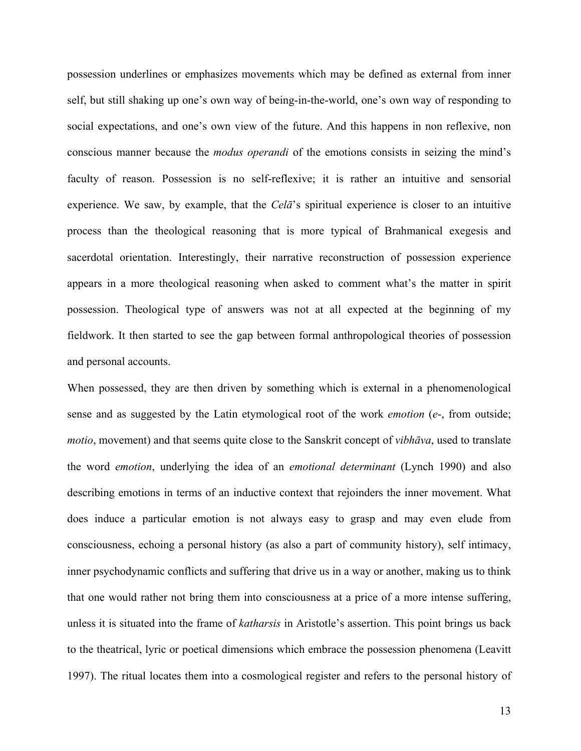possession underlines or emphasizes movements which may be defined as external from inner self, but still shaking up one's own way of being-in-the-world, one's own way of responding to social expectations, and one's own view of the future. And this happens in non reflexive, non conscious manner because the *modus operandi* of the emotions consists in seizing the mind's faculty of reason. Possession is no self-reflexive; it is rather an intuitive and sensorial experience. We saw, by example, that the *Celā*'s spiritual experience is closer to an intuitive process than the theological reasoning that is more typical of Brahmanical exegesis and sacerdotal orientation. Interestingly, their narrative reconstruction of possession experience appears in a more theological reasoning when asked to comment what's the matter in spirit possession. Theological type of answers was not at all expected at the beginning of my fieldwork. It then started to see the gap between formal anthropological theories of possession and personal accounts.

When possessed, they are then driven by something which is external in a phenomenological sense and as suggested by the Latin etymological root of the work *emotion* (*e-*, from outside; *motio*, movement) and that seems quite close to the Sanskrit concept of *vibhāva*, used to translate the word *emotion*, underlying the idea of an *emotional determinant* (Lynch 1990) and also describing emotions in terms of an inductive context that rejoinders the inner movement. What does induce a particular emotion is not always easy to grasp and may even elude from consciousness, echoing a personal history (as also a part of community history), self intimacy, inner psychodynamic conflicts and suffering that drive us in a way or another, making us to think that one would rather not bring them into consciousness at a price of a more intense suffering, unless it is situated into the frame of *katharsis* in Aristotle's assertion. This point brings us back to the theatrical, lyric or poetical dimensions which embrace the possession phenomena (Leavitt 1997). The ritual locates them into a cosmological register and refers to the personal history of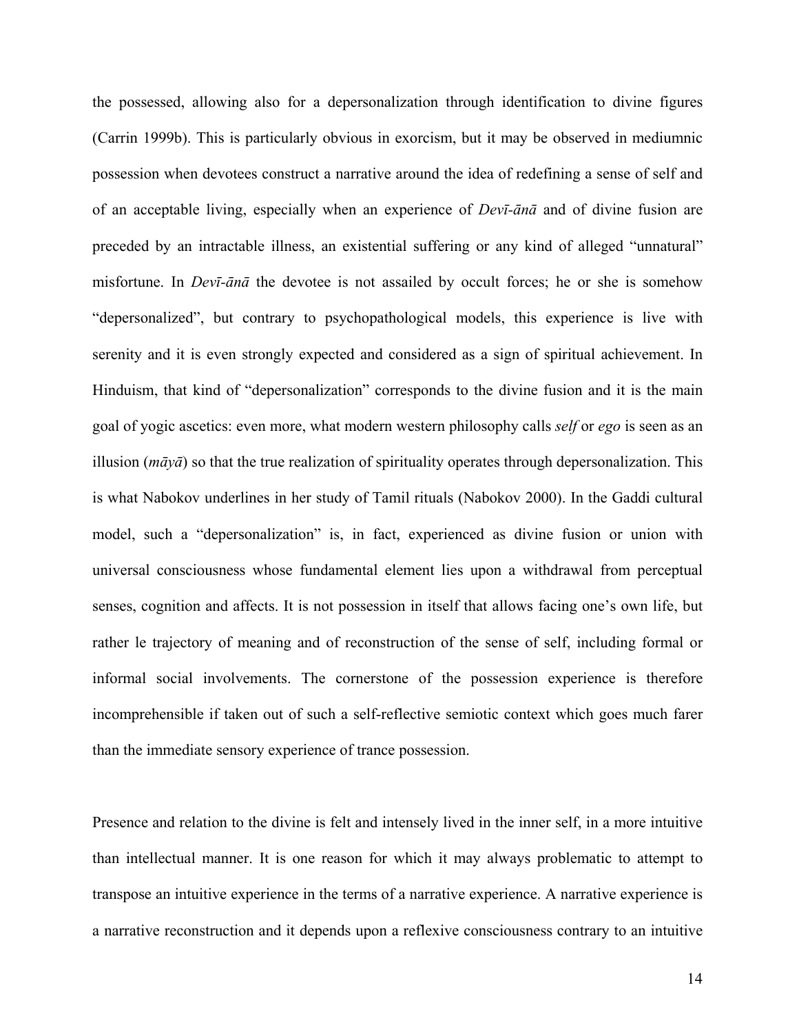the possessed, allowing also for a depersonalization through identification to divine figures (Carrin 1999b). This is particularly obvious in exorcism, but it may be observed in mediumnic possession when devotees construct a narrative around the idea of redefining a sense of self and of an acceptable living, especially when an experience of *Devī-ānā* and of divine fusion are preceded by an intractable illness, an existential suffering or any kind of alleged "unnatural" misfortune. In *Devī-ānā* the devotee is not assailed by occult forces; he or she is somehow "depersonalized", but contrary to psychopathological models, this experience is live with serenity and it is even strongly expected and considered as a sign of spiritual achievement. In Hinduism, that kind of "depersonalization" corresponds to the divine fusion and it is the main goal of yogic ascetics: even more, what modern western philosophy calls *self* or *ego* is seen as an illusion (*māyā*) so that the true realization of spirituality operates through depersonalization. This is what Nabokov underlines in her study of Tamil rituals (Nabokov 2000). In the Gaddi cultural model, such a "depersonalization" is, in fact, experienced as divine fusion or union with universal consciousness whose fundamental element lies upon a withdrawal from perceptual senses, cognition and affects. It is not possession in itself that allows facing one's own life, but rather le trajectory of meaning and of reconstruction of the sense of self, including formal or informal social involvements. The cornerstone of the possession experience is therefore incomprehensible if taken out of such a self-reflective semiotic context which goes much farer than the immediate sensory experience of trance possession.

Presence and relation to the divine is felt and intensely lived in the inner self, in a more intuitive than intellectual manner. It is one reason for which it may always problematic to attempt to transpose an intuitive experience in the terms of a narrative experience. A narrative experience is a narrative reconstruction and it depends upon a reflexive consciousness contrary to an intuitive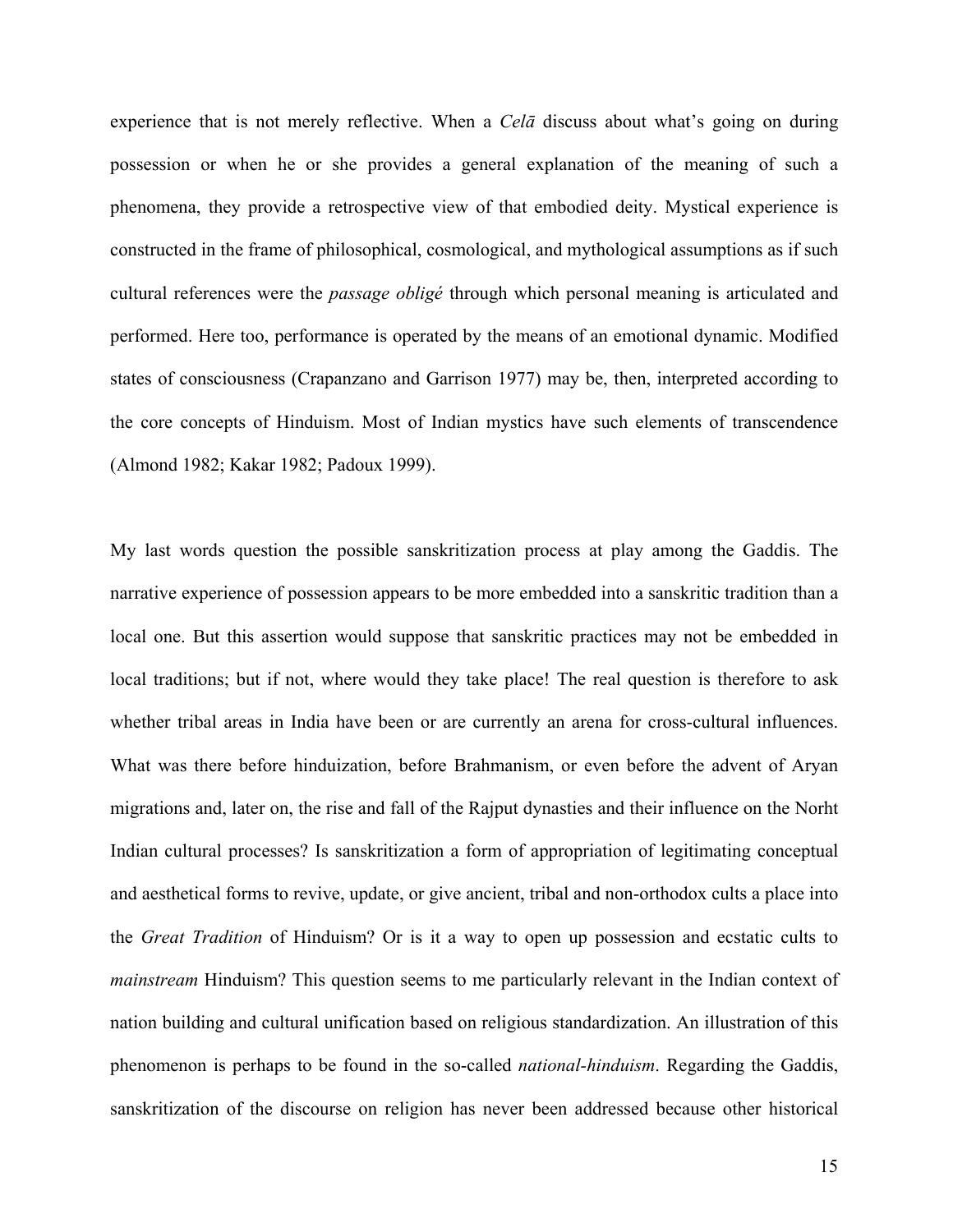experience that is not merely reflective. When a *Celā* discuss about what's going on during possession or when he or she provides a general explanation of the meaning of such a phenomena, they provide a retrospective view of that embodied deity. Mystical experience is constructed in the frame of philosophical, cosmological, and mythological assumptions as if such cultural references were the *passage obligé* through which personal meaning is articulated and performed. Here too, performance is operated by the means of an emotional dynamic. Modified states of consciousness (Crapanzano and Garrison 1977) may be, then, interpreted according to the core concepts of Hinduism. Most of Indian mystics have such elements of transcendence (Almond 1982; Kakar 1982; Padoux 1999).

My last words question the possible sanskritization process at play among the Gaddis. The narrative experience of possession appears to be more embedded into a sanskritic tradition than a local one. But this assertion would suppose that sanskritic practices may not be embedded in local traditions; but if not, where would they take place! The real question is therefore to ask whether tribal areas in India have been or are currently an arena for cross-cultural influences. What was there before hinduization, before Brahmanism, or even before the advent of Aryan migrations and, later on, the rise and fall of the Rajput dynasties and their influence on the Norht Indian cultural processes? Is sanskritization a form of appropriation of legitimating conceptual and aesthetical forms to revive, update, or give ancient, tribal and non-orthodox cults a place into the *Great Tradition* of Hinduism? Or is it a way to open up possession and ecstatic cults to *mainstream* Hinduism? This question seems to me particularly relevant in the Indian context of nation building and cultural unification based on religious standardization. An illustration of this phenomenon is perhaps to be found in the so-called *national-hinduism*. Regarding the Gaddis, sanskritization of the discourse on religion has never been addressed because other historical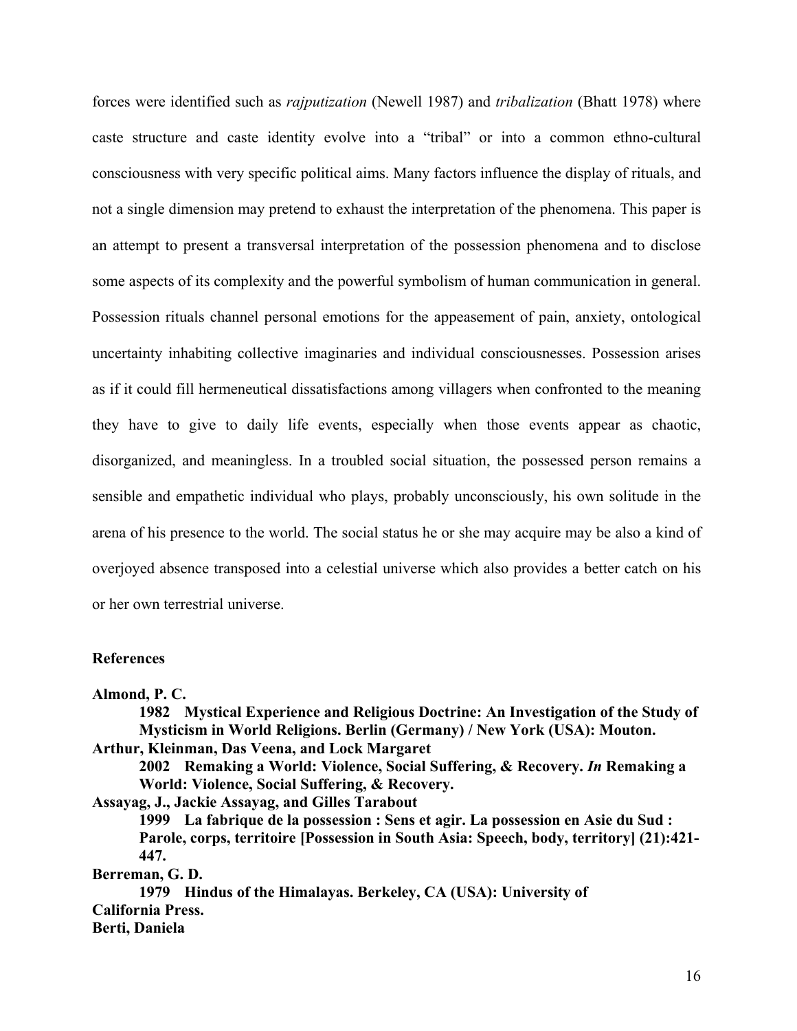forces were identified such as *rajputization* (Newell 1987) and *tribalization* (Bhatt 1978) where caste structure and caste identity evolve into a "tribal" or into a common ethno-cultural consciousness with very specific political aims. Many factors influence the display of rituals, and not a single dimension may pretend to exhaust the interpretation of the phenomena. This paper is an attempt to present a transversal interpretation of the possession phenomena and to disclose some aspects of its complexity and the powerful symbolism of human communication in general. Possession rituals channel personal emotions for the appeasement of pain, anxiety, ontological uncertainty inhabiting collective imaginaries and individual consciousnesses. Possession arises as if it could fill hermeneutical dissatisfactions among villagers when confronted to the meaning they have to give to daily life events, especially when those events appear as chaotic, disorganized, and meaningless. In a troubled social situation, the possessed person remains a sensible and empathetic individual who plays, probably unconsciously, his own solitude in the arena of his presence to the world. The social status he or she may acquire may be also a kind of overjoyed absence transposed into a celestial universe which also provides a better catch on his or her own terrestrial universe.

## References

**Almond, P. C.**

**1982 Mystical Experience and Religious Doctrine: An Investigation of the Study of Mysticism in World Religions. Berlin (Germany) / New York (USA): Mouton.**

**Arthur, Kleinman, Das Veena, and Lock Margaret**

**2002 Remaking a World: Violence, Social Suffering, & Recovery. *In* Remaking a World: Violence, Social Suffering, & Recovery.**

**Assayag, J., Jackie Assayag, and Gilles Tarabout**

**1999 La fabrique de la possession : Sens et agir. La possession en Asie du Sud : Parole, corps, territoire [Possession in South Asia: Speech, body, territory] (21):421-447.**

**Berreman, G. D.**

**1979 Hindus of the Himalayas. Berkeley, CA (USA): University of California Press.**

**Berti, Daniela**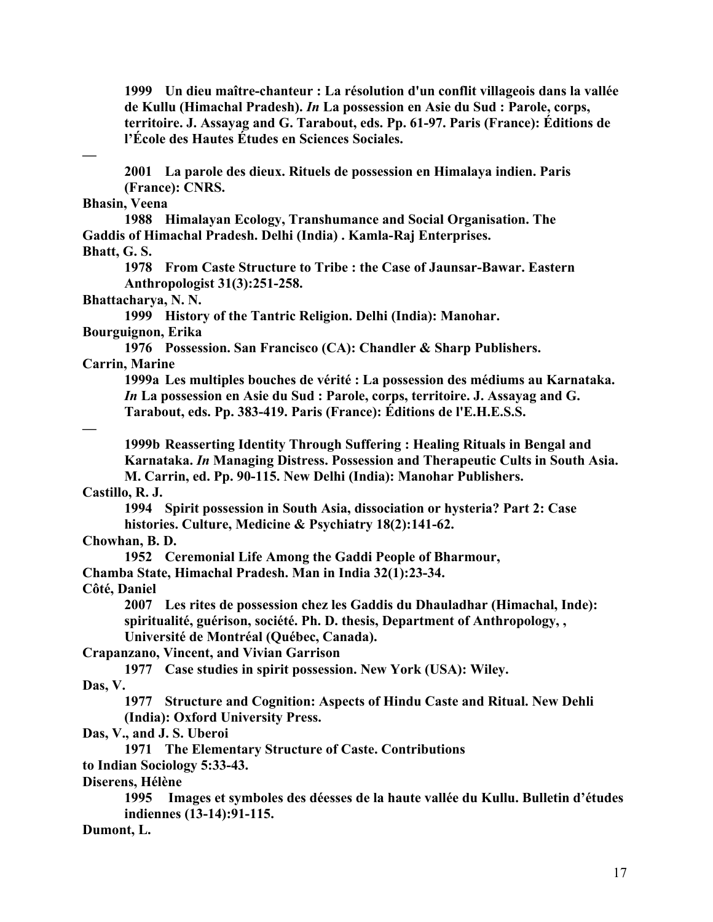1999 Un dieu maître-chanteur : La résolution d'un conflit villageois dans la vallée de Kullu (Himachal Pradesh). *In* La possession en Asie du Sud : Parole, corps, territoire. J. Assayag and G. Tarabout, eds. Pp. 61-97. Paris (France): Éditions de l'École des Hautes Études en Sciences Sociales.

—

2001 La parole des dieux. Rituels de possession en Himalaya indien. Paris (France): CNRS.

**Bhasin, Veena**

1988 Himalayan Ecology, Transhumance and Social Organisation. The Gaddis of Himachal Pradesh. Delhi (India) . Kamla-Raj Enterprises.

**Bhatt, G. S.**

1978 From Caste Structure to Tribe : the Case of Jaunsar-Bawar. Eastern Anthropologist 31(3):251-258.

**Bhattacharya, N. N.**

1999 History of the Tantric Religion. Delhi (India): Manohar.

**Bourguignon, Erika**

1976 Possession. San Francisco (CA): Chandler & Sharp Publishers.

**Carrin, Marine**

1999a Les multiples bouches de vérité : La possession des médiums au Karnataka. *In* La possession en Asie du Sud : Parole, corps, territoire. J. Assayag and G. Tarabout, eds. Pp. 383-419. Paris (France): Éditions de l'E.H.E.S.S.

—

1999b Reasserting Identity Through Suffering : Healing Rituals in Bengal and Karnataka. *In* Managing Distress. Possession and Therapeutic Cults in South Asia. M. Carrin, ed. Pp. 90-115. New Delhi (India): Manohar Publishers.

**Castillo, R. J.**

1994 Spirit possession in South Asia, dissociation or hysteria? Part 2: Case histories. Culture, Medicine & Psychiatry 18(2):141-62.

**Chowhan, B. D.**

1952 Ceremonial Life Among the Gaddi People of Bharmour, Chamba State, Himachal Pradesh. Man in India 32(1):23-34.

**Côté, Daniel**

2007 Les rites de possession chez les Gaddis du Dhauladhar (Himachal, Inde): spiritualité, guérison, société. Ph. D. thesis, Department of Anthropology, , Université de Montréal (Québec, Canada).

**Crapanzano, Vincent, and Vivian Garrison**

1977 Case studies in spirit possession. New York (USA): Wiley.

**Das, V.**

1977 Structure and Cognition: Aspects of Hindu Caste and Ritual. New Dehli (India): Oxford University Press.

**Das, V., and J. S. Uberoi**

1971 The Elementary Structure of Caste. Contributions to Indian Sociology 5:33-43.

**Diserens, Hélène**

1995 Images et symboles des déesses de la haute vallée du Kullu. Bulletin d'études indiennes (13-14):91-115.

**Dumont, L.**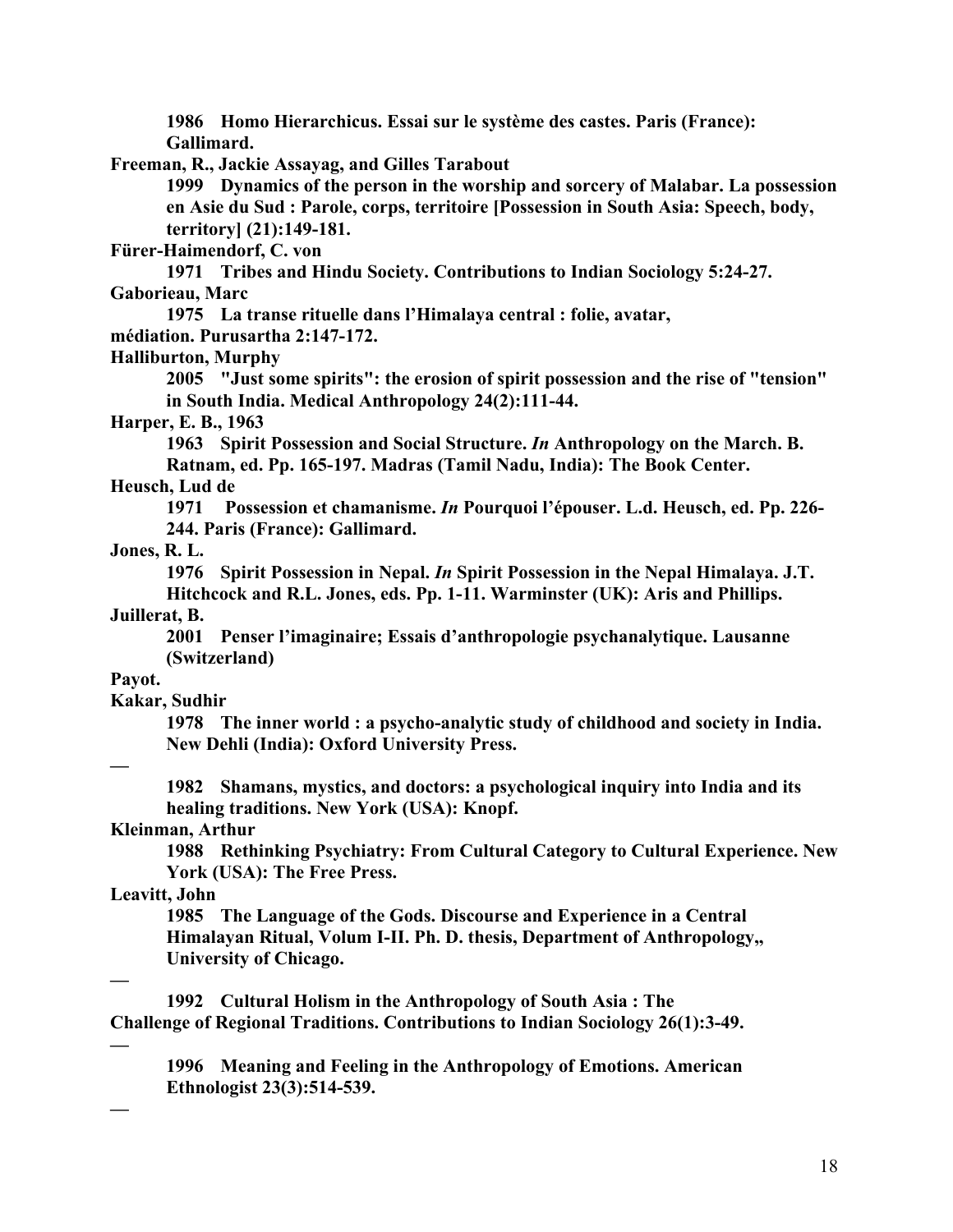1986 Homo Hierarchicus. Essai sur le système des castes. Paris (France): Gallimard.

Freeman, R., Jackie Assayag, and Gilles Tarabout

1999 Dynamics of the person in the worship and sorcery of Malabar. La possession en Asie du Sud : Parole, corps, territoire [Possession in South Asia: Speech, body, territory] (21):149-181.

Fürer-Haimendorf, C. von

1971 Tribes and Hindu Society. Contributions to Indian Sociology 5:24-27.

Gaborieau, Marc

1975 La transe rituelle dans l'Himalaya central : folie, avatar, médiation. Purusartha 2:147-172.

Halliburton, Murphy

2005 "Just some spirits": the erosion of spirit possession and the rise of "tension" in South India. Medical Anthropology 24(2):111-44.

Harper, E. B., 1963

1963 Spirit Possession and Social Structure. *In* Anthropology on the March. B. Ratnam, ed. Pp. 165-197. Madras (Tamil Nadu, India): The Book Center.

Heusch, Lud de

1971 Possession et chamanisme. *In* Pourquoi l'épouser. L.d. Heusch, ed. Pp. 226-244. Paris (France): Gallimard.

Jones, R. L.

1976 Spirit Possession in Nepal. *In* Spirit Possession in the Nepal Himalaya. J.T. Hitchcock and R.L. Jones, eds. Pp. 1-11. Warminster (UK): Aris and Phillips.

Juillerat, B.

2001 Penser l'imaginaire; Essais d'anthropologie psychanalytique. Lausanne (Switzerland)

Payot.

Kakar, Sudhir

1978 The inner world : a psycho-analytic study of childhood and society in India. New Dehli (India): Oxford University Press.

—

1982 Shamans, mystics, and doctors: a psychological inquiry into India and its healing traditions. New York (USA): Knopf.

Kleinman, Arthur

1988 Rethinking Psychiatry: From Cultural Category to Cultural Experience. New York (USA): The Free Press.

Leavitt, John

1985 The Language of the Gods. Discourse and Experience in a Central Himalayan Ritual, Volum I-II. Ph. D. thesis, Department of Anthropology,, University of Chicago.

—

1992 Cultural Holism in the Anthropology of South Asia : The Challenge of Regional Traditions. Contributions to Indian Sociology 26(1):3-49.

—

1996 Meaning and Feeling in the Anthropology of Emotions. American Ethnologist 23(3):514-539.

—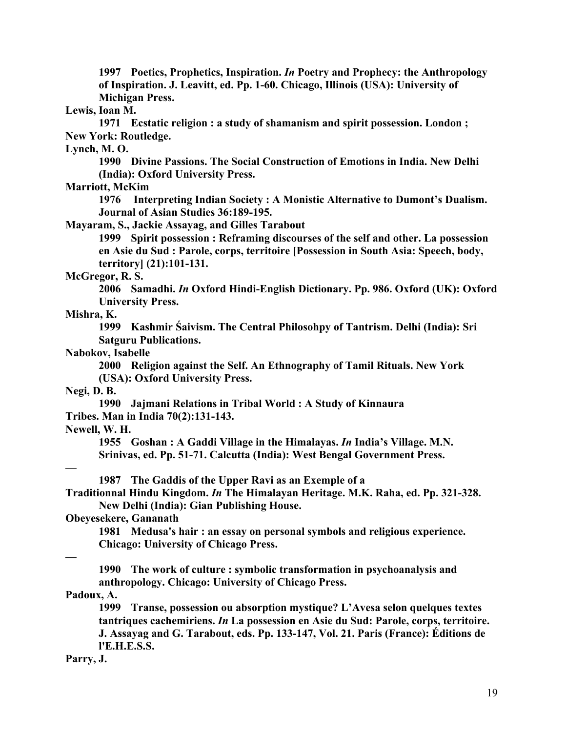1997 Poetics, Prophetics, Inspiration. *In* Poetry and Prophecy: the Anthropology of Inspiration. J. Leavitt, ed. Pp. 1-60. Chicago, Illinois (USA): University of Michigan Press.

Lewis, Ioan M.

1971 Ecstatic religion : a study of shamanism and spirit possession. London ; New York: Routledge.

Lynch, M. O.

1990 Divine Passions. The Social Construction of Emotions in India. New Delhi (India): Oxford University Press.

Marriott, McKim

1976 Interpreting Indian Society : A Monistic Alternative to Dumont's Dualism. Journal of Asian Studies 36:189-195.

Mayaram, S., Jackie Assayag, and Gilles Tarabout

1999 Spirit possession : Reframing discourses of the self and other. La possession en Asie du Sud : Parole, corps, territoire [Possession in South Asia: Speech, body, territory] (21):101-131.

McGregor, R. S.

2006 Samadhi. *In* Oxford Hindi-English Dictionary. Pp. 986. Oxford (UK): Oxford University Press.

Mishra, K.

1999 Kashmir Śaivism. The Central Philosohpy of Tantrism. Delhi (India): Sri Satguru Publications.

Nabokov, Isabelle

2000 Religion against the Self. An Ethnography of Tamil Rituals. New York (USA): Oxford University Press.

Negi, D. B.

1990 Jajmani Relations in Tribal World : A Study of Kinnaura Tribes. Man in India 70(2):131-143.

Newell, W. H.

1955 Goshan : A Gaddi Village in the Himalayas. *In* India's Village. M.N. Srinivas, ed. Pp. 51-71. Calcutta (India): West Bengal Government Press.

—

1987 The Gaddis of the Upper Ravi as an Exemple of a Traditionnal Hindu Kingdom. *In* The Himalayan Heritage. M.K. Raha, ed. Pp. 321-328. New Delhi (India): Gian Publishing House.

Obeyesekere, Gananath

1981 Medusa's hair : an essay on personal symbols and religious experience. Chicago: University of Chicago Press.

—

1990 The work of culture : symbolic transformation in psychoanalysis and anthropology. Chicago: University of Chicago Press.

Padoux, A.

1999 Transe, possession ou absorption mystique? L'Avesa selon quelques textes tantriques cachemiriens. *In* La possession en Asie du Sud: Parole, corps, territoire. J. Assayag and G. Tarabout, eds. Pp. 133-147, Vol. 21. Paris (France): Éditions de l'E.H.E.S.S.

Parry, J.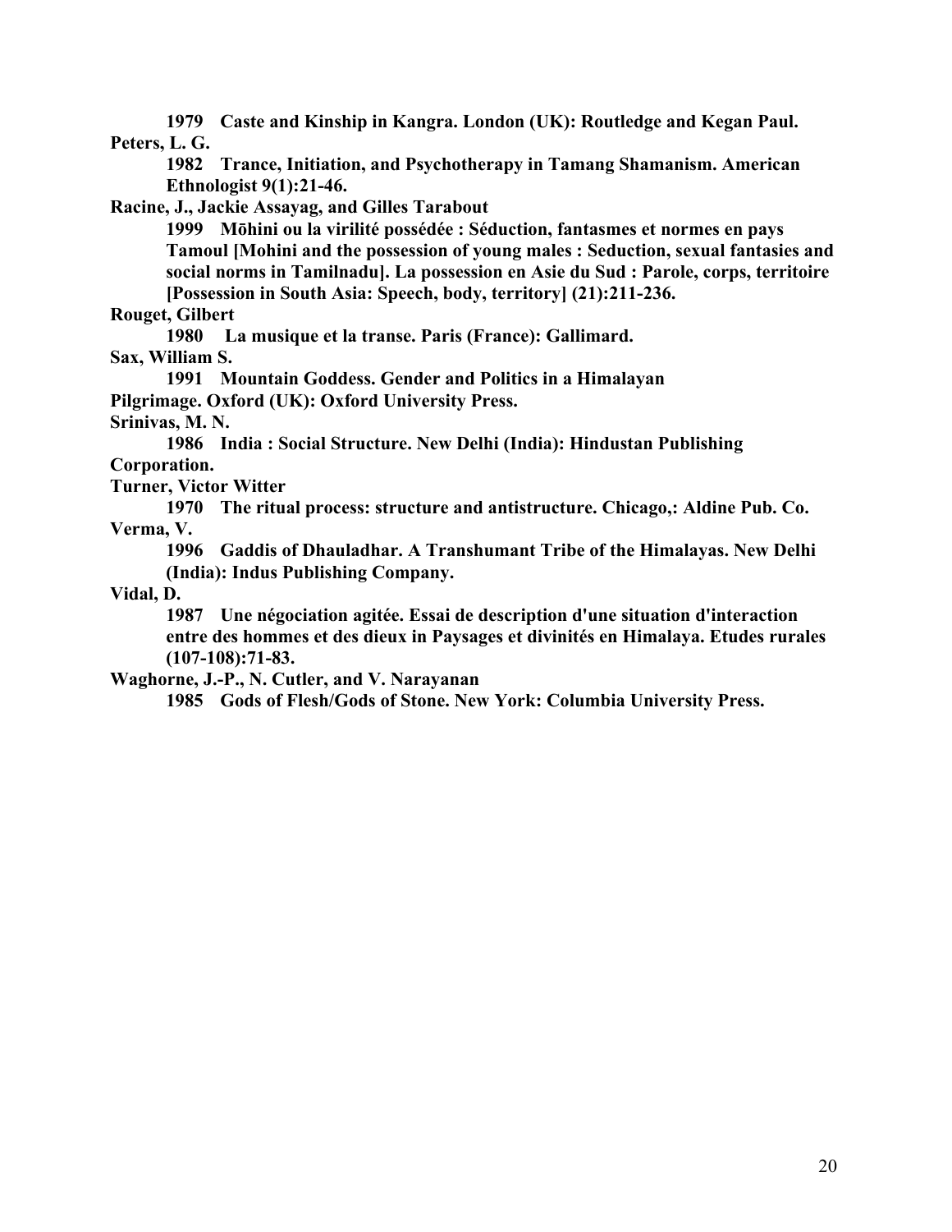**1979 Caste and Kinship in Kangra. London (UK): Routledge and Kegan Paul.**

**Peters, L. G.**

**1982 Trance, Initiation, and Psychotherapy in Tamang Shamanism. American Ethnologist 9(1):21-46.**

**Racine, J., Jackie Assayag, and Gilles Tarabout**

**1999 Mōhini ou la virilité possédée : Séduction, fantasmes et normes en pays Tamoul [Mohini and the possession of young males : Seduction, sexual fantasies and social norms in Tamilnadu]. La possession en Asie du Sud : Parole, corps, territoire [Possession in South Asia: Speech, body, territory] (21):211-236.**

**Rouget, Gilbert**

**1980 La musique et la transe. Paris (France): Gallimard.**

**Sax, William S.**

**1991 Mountain Goddess. Gender and Politics in a Himalayan Pilgrimage. Oxford (UK): Oxford University Press.**

**Srinivas, M. N.**

**1986 India : Social Structure. New Delhi (India): Hindustan Publishing Corporation.**

**Turner, Victor Witter**

**1970 The ritual process: structure and antistructure. Chicago,: Aldine Pub. Co.**

**Verma, V.**

**1996 Gaddis of Dhauladhar. A Transhumant Tribe of the Himalayas. New Delhi (India): Indus Publishing Company.**

**Vidal, D.**

**1987 Une négociation agitée. Essai de description d'une situation d'interaction entre des hommes et des dieux in Paysages et divinités en Himalaya. Etudes rurales (107-108):71-83.**

**Waghorne, J.-P., N. Cutler, and V. Narayanan**

**1985 Gods of Flesh/Gods of Stone. New York: Columbia University Press.**